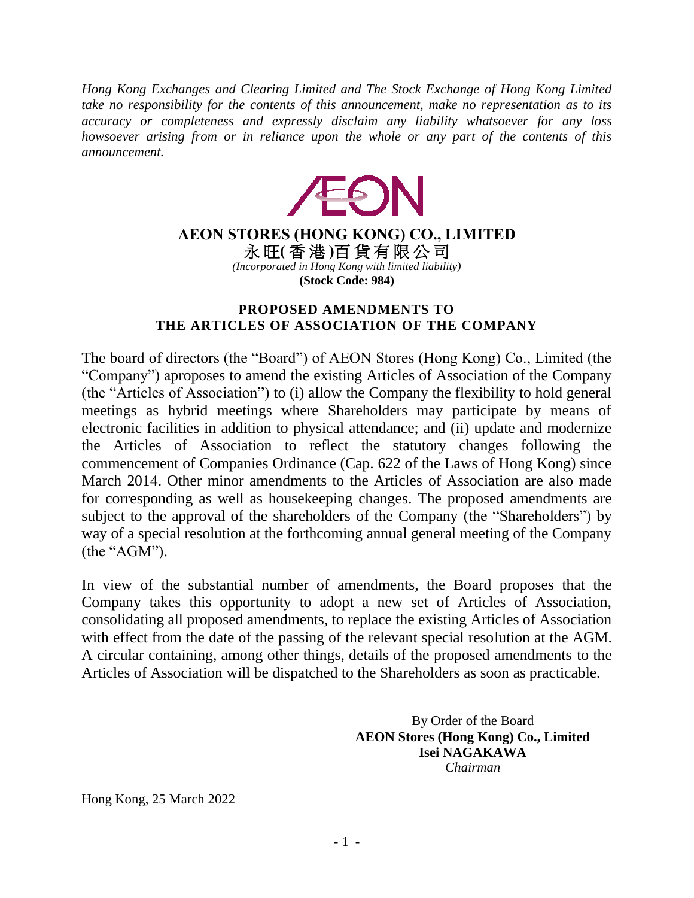*Hong Kong Exchanges and Clearing Limited and The Stock Exchange of Hong Kong Limited take no responsibility for the contents of this announcement, make no representation as to its accuracy or completeness and expressly disclaim any liability whatsoever for any loss howsoever arising from or in reliance upon the whole or any part of the contents of this announcement.*

# AEON STORES (HONG KONG) CO., LIMITED

# 永旺(香港)百貨有限公司

*(Incorporated in Hong Kong with limited liability)*

**(Stock Code: 984)**

## PROPOSED AMENDMENTS TO THE ARTICLES OF ASSOCIATION OF THE COMPANY

The board of directors (the "Board") of AEON Stores (Hong Kong) Co., Limited (the "Company") aproposes to amend the existing Articles of Association of the Company (the "Articles of Association") to (i) allow the Company the flexibility to hold general meetings as hybrid meetings where Shareholders may participate by means of electronic facilities in addition to physical attendance; and (ii) update and modernize the Articles of Association to reflect the statutory changes following the commencement of Companies Ordinance (Cap. 622 of the Laws of Hong Kong) since March 2014. Other minor amendments to the Articles of Association are also made for corresponding as well as housekeeping changes. The proposed amendments are subject to the approval of the shareholders of the Company (the "Shareholders") by way of a special resolution at the forthcoming annual general meeting of the Company (the "AGM").

In view of the substantial number of amendments, the Board proposes that the Company takes this opportunity to adopt a new set of Articles of Association, consolidating all proposed amendments, to replace the existing Articles of Association with effect from the date of the passing of the relevant special resolution at the AGM. A circular containing, among other things, details of the proposed amendments to the Articles of Association will be dispatched to the Shareholders as soon as practicable.

By Order of the Board
**AEON Stores (Hong Kong) Co., Limited**
**Isei NAGAKAWA**
*Chairman*

Hong Kong, 25 March 2022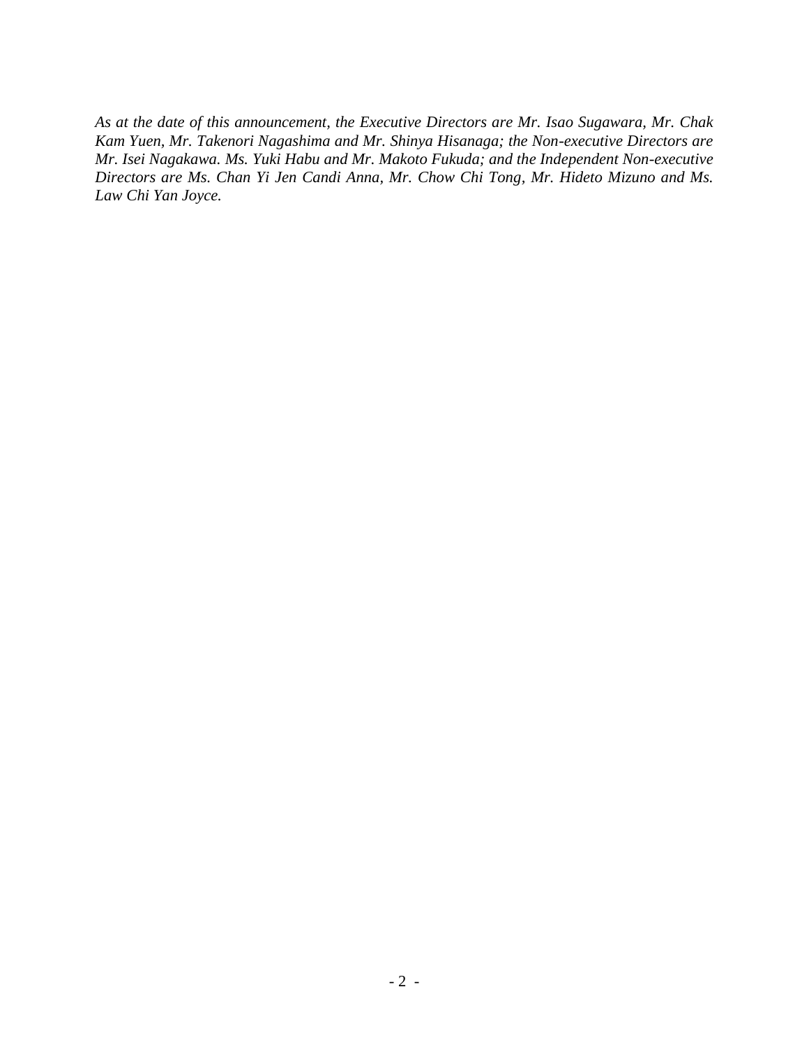*As at the date of this announcement, the Executive Directors are Mr. Isao Sugawara, Mr. Chak Kam Yuen, Mr. Takenori Nagashima and Mr. Shinya Hisanaga; the Non-executive Directors are Mr. Isei Nagakawa. Ms. Yuki Habu and Mr. Makoto Fukuda; and the Independent Non-executive Directors are Ms. Chan Yi Jen Candi Anna, Mr. Chow Chi Tong, Mr. Hideto Mizuno and Ms. Law Chi Yan Joyce.*